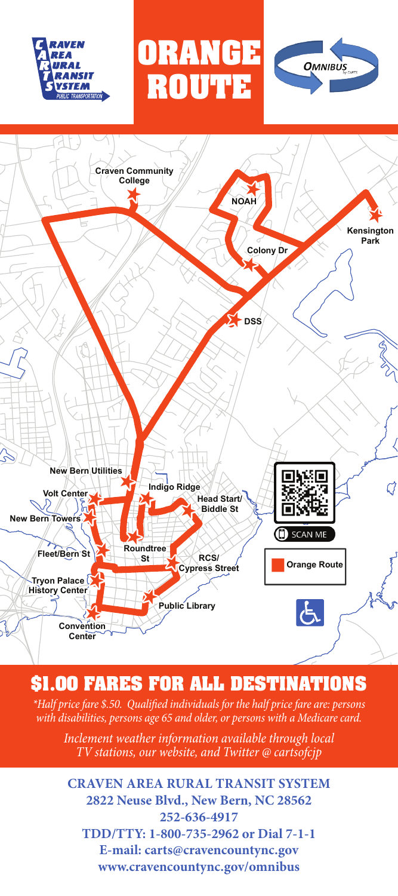# ORANGE ROUTE

CRAVEN AREA RURAL TRANSIT SYSTEM
PUBLIC TRANSPORTATION

OMNIBUS by CARTS

Craven Community College

NOAH

Kensington Park

Colony Dr

DSS

New Bern Utilities

Volt Center

New Bern Towers

Indigo Ridge

Head Start/ Biddle St

Fleet/Bern St

Roundtree St

RCS/ Cypress Street

Tryon Palace History Center

Public Library

Convention Center

SCAN ME

Orange Route

## $1.00 FARES FOR ALL DESTINATIONS

*\*Half price fare $.50. Qualified individuals for the half price fare are: persons with disabilities, persons age 65 and older, or persons with a Medicare card.*

*Inclement weather information available through local TV stations, our website, and Twitter @ cartsofcjp*

**CRAVEN AREA RURAL TRANSIT SYSTEM**
**2822 Neuse Blvd., New Bern, NC 28562**
**252-636-4917**
**TDD/TTY: 1-800-735-2962 or Dial 7-1-1**
**E-mail: carts@cravencountync.gov**
**www.cravencountync.gov/omnibus**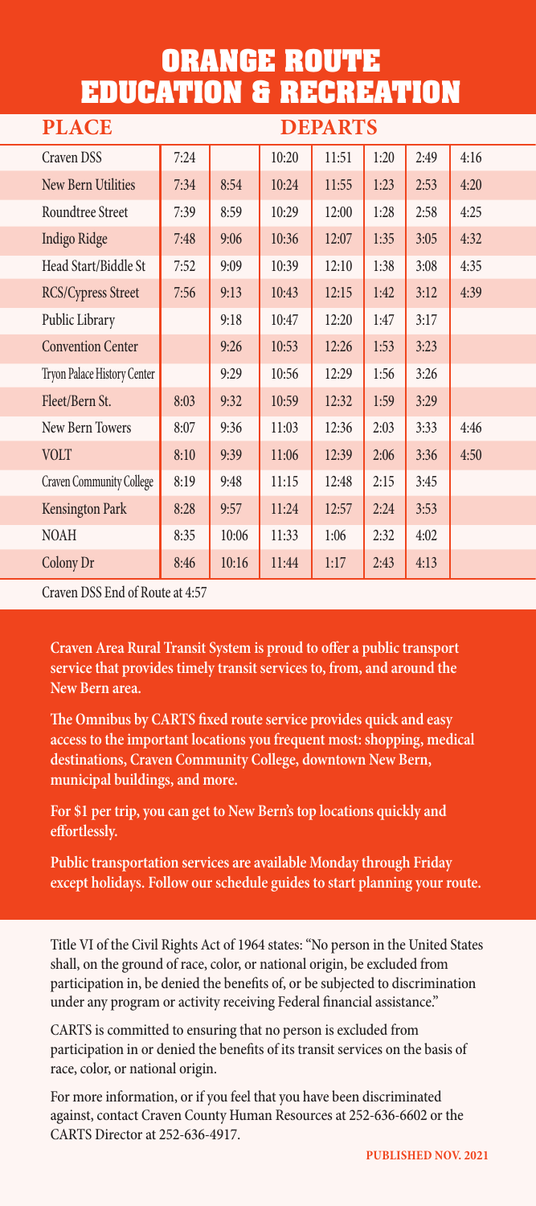# ORANGE ROUTE
# EDUCATION & RECREATION

| PLACE | DEPARTS | | | | | | |
|---|---|---|---|---|---|---|---|
| Craven DSS | 7:24 | | 10:20 | 11:51 | 1:20 | 2:49 | 4:16 |
| New Bern Utilities | 7:34 | 8:54 | 10:24 | 11:55 | 1:23 | 2:53 | 4:20 |
| Roundtree Street | 7:39 | 8:59 | 10:29 | 12:00 | 1:28 | 2:58 | 4:25 |
| Indigo Ridge | 7:48 | 9:06 | 10:36 | 12:07 | 1:35 | 3:05 | 4:32 |
| Head Start/Biddle St | 7:52 | 9:09 | 10:39 | 12:10 | 1:38 | 3:08 | 4:35 |
| RCS/Cypress Street | 7:56 | 9:13 | 10:43 | 12:15 | 1:42 | 3:12 | 4:39 |
| Public Library | | 9:18 | 10:47 | 12:20 | 1:47 | 3:17 | |
| Convention Center | | 9:26 | 10:53 | 12:26 | 1:53 | 3:23 | |
| Tryon Palace History Center | | 9:29 | 10:56 | 12:29 | 1:56 | 3:26 | |
| Fleet/Bern St. | 8:03 | 9:32 | 10:59 | 12:32 | 1:59 | 3:29 | |
| New Bern Towers | 8:07 | 9:36 | 11:03 | 12:36 | 2:03 | 3:33 | 4:46 |
| VOLT | 8:10 | 9:39 | 11:06 | 12:39 | 2:06 | 3:36 | 4:50 |
| Craven Community College | 8:19 | 9:48 | 11:15 | 12:48 | 2:15 | 3:45 | |
| Kensington Park | 8:28 | 9:57 | 11:24 | 12:57 | 2:24 | 3:53 | |
| NOAH | 8:35 | 10:06 | 11:33 | 1:06 | 2:32 | 4:02 | |
| Colony Dr | 8:46 | 10:16 | 11:44 | 1:17 | 2:43 | 4:13 | |

Craven DSS End of Route at 4:57

**Craven Area Rural Transit System is proud to offer a public transport service that provides timely transit services to, from, and around the New Bern area.**

**The Omnibus by CARTS fixed route service provides quick and easy access to the important locations you frequent most: shopping, medical destinations, Craven Community College, downtown New Bern, municipal buildings, and more.**

**For $1 per trip, you can get to New Bern's top locations quickly and effortlessly.**

**Public transportation services are available Monday through Friday except holidays. Follow our schedule guides to start planning your route.**

Title VI of the Civil Rights Act of 1964 states: "No person in the United States shall, on the ground of race, color, or national origin, be excluded from participation in, be denied the benefits of, or be subjected to discrimination under any program or activity receiving Federal financial assistance."

CARTS is committed to ensuring that no person is excluded from participation in or denied the benefits of its transit services on the basis of race, color, or national origin.

For more information, or if you feel that you have been discriminated against, contact Craven County Human Resources at 252-636-6602 or the CARTS Director at 252-636-4917.

**PUBLISHED NOV. 2021**